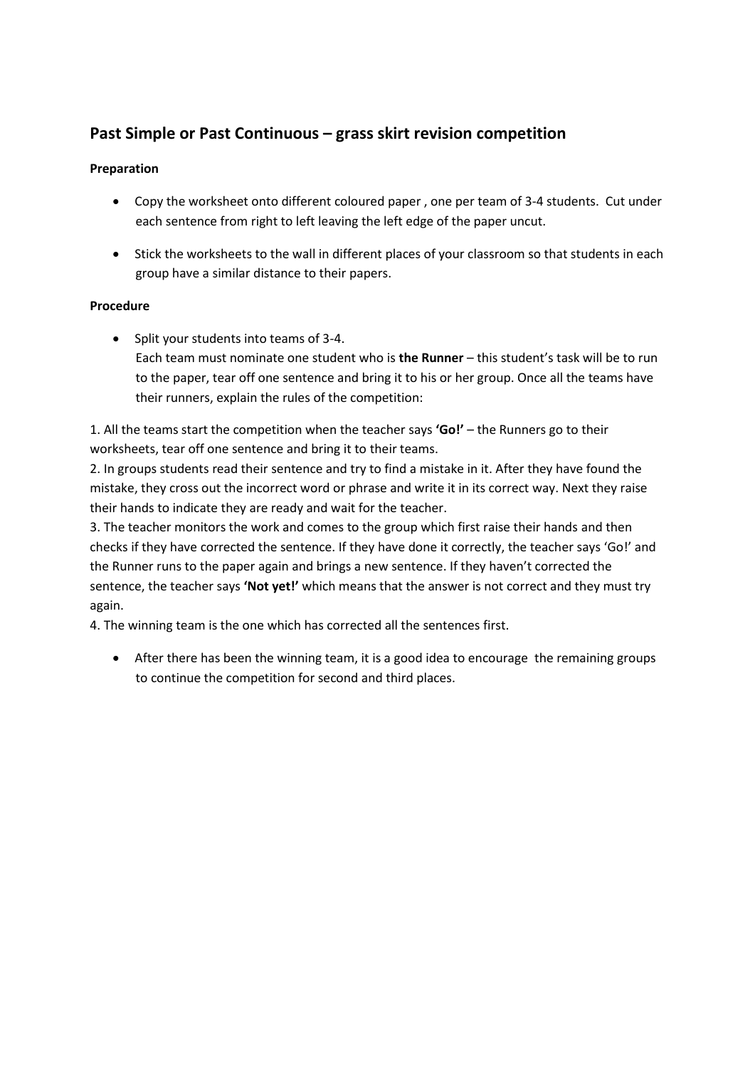## Past Simple or Past Continuous – grass skirt revision competition

**Preparation**

- Copy the worksheet onto different coloured paper , one per team of 3-4 students. Cut under each sentence from right to left leaving the left edge of the paper uncut.

- Stick the worksheets to the wall in different places of your classroom so that students in each group have a similar distance to their papers.

**Procedure**

- Split your students into teams of 3-4.
  Each team must nominate one student who is **the Runner** – this student's task will be to run to the paper, tear off one sentence and bring it to his or her group. Once all the teams have their runners, explain the rules of the competition:

1. All the teams start the competition when the teacher says **'Go!'** – the Runners go to their worksheets, tear off one sentence and bring it to their teams.
2. In groups students read their sentence and try to find a mistake in it. After they have found the mistake, they cross out the incorrect word or phrase and write it in its correct way. Next they raise their hands to indicate they are ready and wait for the teacher.
3. The teacher monitors the work and comes to the group which first raise their hands and then checks if they have corrected the sentence. If they have done it correctly, the teacher says 'Go!' and the Runner runs to the paper again and brings a new sentence. If they haven't corrected the sentence, the teacher says **'Not yet!'** which means that the answer is not correct and they must try again.
4. The winning team is the one which has corrected all the sentences first.

- After there has been the winning team, it is a good idea to encourage the remaining groups to continue the competition for second and third places.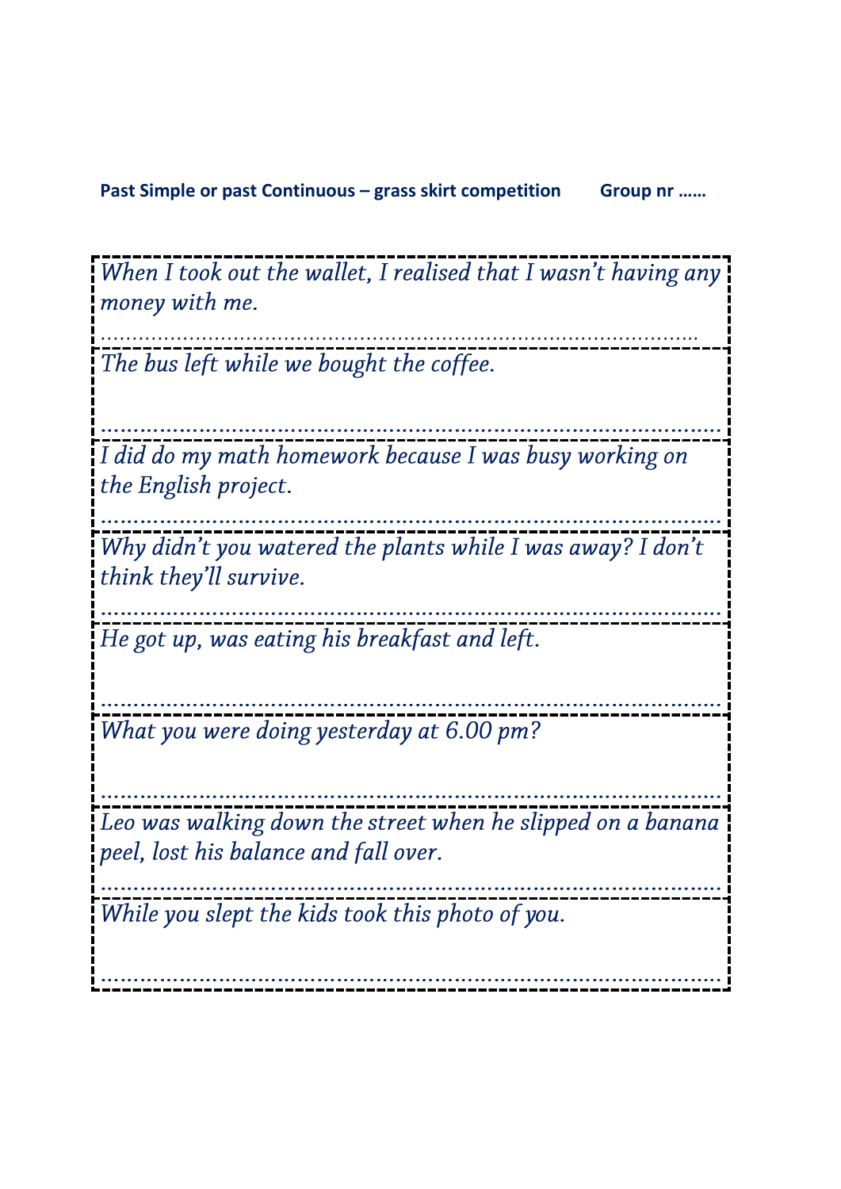**Past Simple or past Continuous – grass skirt competition Group nr ……**

*When I took out the wallet, I realised that I wasn't having any money with me.*

……………………………………………………………………………………

*The bus left while we bought the coffee.*

……………………………………………………………………………………

*I did do my math homework because I was busy working on the English project.*

……………………………………………………………………………………

*Why didn't you watered the plants while I was away? I don't think they'll survive.*

……………………………………………………………………………………

*He got up, was eating his breakfast and left.*

……………………………………………………………………………………

*What you were doing yesterday at 6.00 pm?*

……………………………………………………………………………………

*Leo was walking down the street when he slipped on a banana peel, lost his balance and fall over.*

……………………………………………………………………………………

*While you slept the kids took this photo of you.*

……………………………………………………………………………………